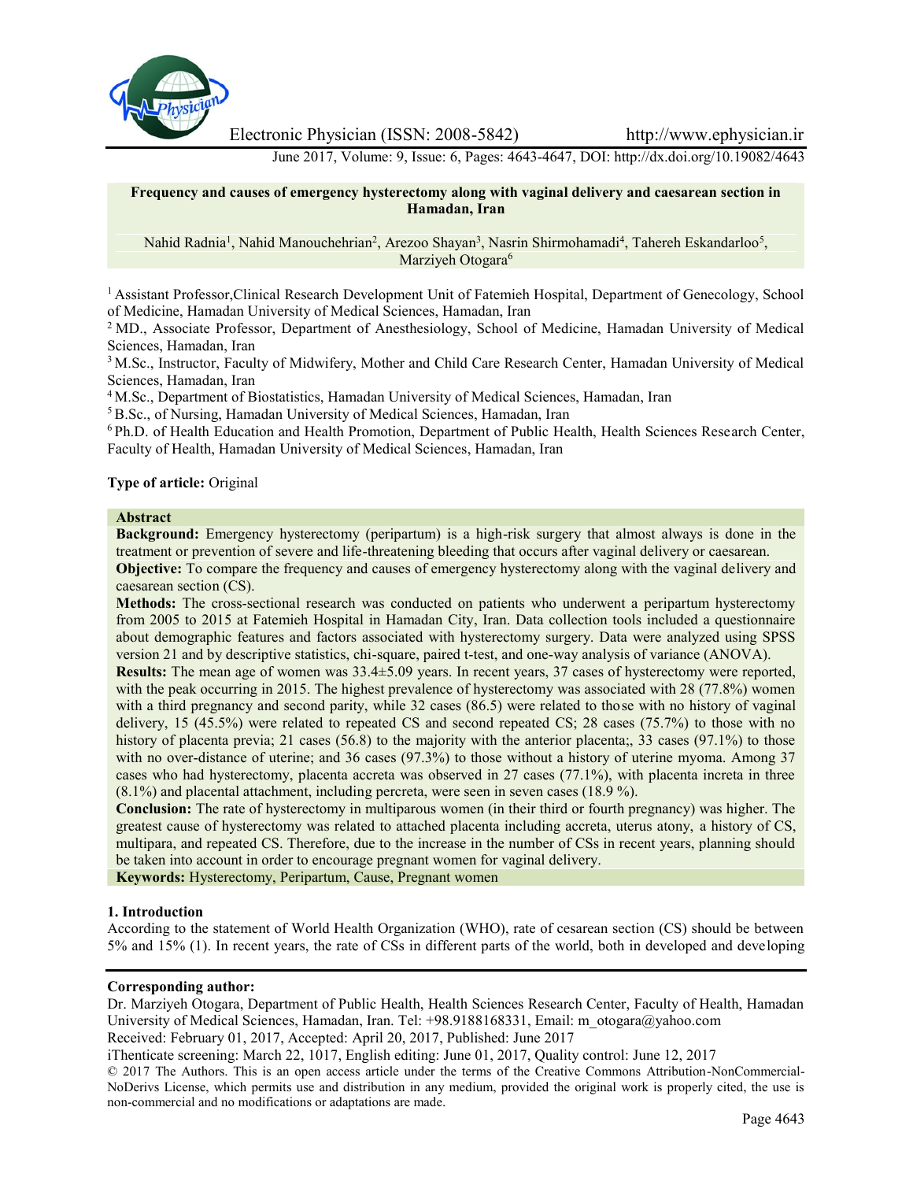Electronic Physician (ISSN: 2008-5842) http://www.ephysician.ir

June 2017, Volume: 9, Issue: 6, Pages: 4643-4647, DOI: http://dx.doi.org/10.19082/4643

**Frequency and causes of emergency hysterectomy along with vaginal delivery and caesarean section in Hamadan, Iran**

Nahid Radnia[1], Nahid Manouchehrian[2], Arezoo Shayan[3], Nasrin Shirmohamadi[4], Tahereh Eskandarloo[5], Marziyeh Otogara[6]

[1] Assistant Professor,Clinical Research Development Unit of Fatemieh Hospital, Department of Genecology, School of Medicine, Hamadan University of Medical Sciences, Hamadan, Iran

[2] MD., Associate Professor, Department of Anesthesiology, School of Medicine, Hamadan University of Medical Sciences, Hamadan, Iran

[3] M.Sc., Instructor, Faculty of Midwifery, Mother and Child Care Research Center, Hamadan University of Medical Sciences, Hamadan, Iran

[4] M.Sc., Department of Biostatistics, Hamadan University of Medical Sciences, Hamadan, Iran

[5] B.Sc., of Nursing, Hamadan University of Medical Sciences, Hamadan, Iran

[6] Ph.D. of Health Education and Health Promotion, Department of Public Health, Health Sciences Research Center, Faculty of Health, Hamadan University of Medical Sciences, Hamadan, Iran

**Type of article:** Original

**Abstract**

**Background:** Emergency hysterectomy (peripartum) is a high-risk surgery that almost always is done in the treatment or prevention of severe and life-threatening bleeding that occurs after vaginal delivery or caesarean.

**Objective:** To compare the frequency and causes of emergency hysterectomy along with the vaginal delivery and caesarean section (CS).

**Methods:** The cross-sectional research was conducted on patients who underwent a peripartum hysterectomy from 2005 to 2015 at Fatemieh Hospital in Hamadan City, Iran. Data collection tools included a questionnaire about demographic features and factors associated with hysterectomy surgery. Data were analyzed using SPSS version 21 and by descriptive statistics, chi-square, paired t-test, and one-way analysis of variance (ANOVA).

**Results:** The mean age of women was 33.4±5.09 years. In recent years, 37 cases of hysterectomy were reported, with the peak occurring in 2015. The highest prevalence of hysterectomy was associated with 28 (77.8%) women with a third pregnancy and second parity, while 32 cases (86.5) were related to those with no history of vaginal delivery, 15 (45.5%) were related to repeated CS and second repeated CS; 28 cases (75.7%) to those with no history of placenta previa; 21 cases (56.8) to the majority with the anterior placenta;, 33 cases (97.1%) to those with no over-distance of uterine; and 36 cases (97.3%) to those without a history of uterine myoma. Among 37 cases who had hysterectomy, placenta accreta was observed in 27 cases (77.1%), with placenta increta in three (8.1%) and placental attachment, including percreta, were seen in seven cases (18.9 %).

**Conclusion:** The rate of hysterectomy in multiparous women (in their third or fourth pregnancy) was higher. The greatest cause of hysterectomy was related to attached placenta including accreta, uterus atony, a history of CS, multipara, and repeated CS. Therefore, due to the increase in the number of CSs in recent years, planning should be taken into account in order to encourage pregnant women for vaginal delivery.

**Keywords:** Hysterectomy, Peripartum, Cause, Pregnant women

## 1. Introduction

According to the statement of World Health Organization (WHO), rate of cesarean section (CS) should be between 5% and 15% (1). In recent years, the rate of CSs in different parts of the world, both in developed and developing

**Corresponding author:**

Dr. Marziyeh Otogara, Department of Public Health, Health Sciences Research Center, Faculty of Health, Hamadan University of Medical Sciences, Hamadan, Iran. Tel: +98.9188168331, Email: m_otogara@yahoo.com

Received: February 01, 2017, Accepted: April 20, 2017, Published: June 2017

iThenticate screening: March 22, 1017, English editing: June 01, 2017, Quality control: June 12, 2017

© 2017 The Authors. This is an open access article under the terms of the Creative Commons Attribution-NonCommercial-NoDerivs License, which permits use and distribution in any medium, provided the original work is properly cited, the use is non-commercial and no modifications or adaptations are made.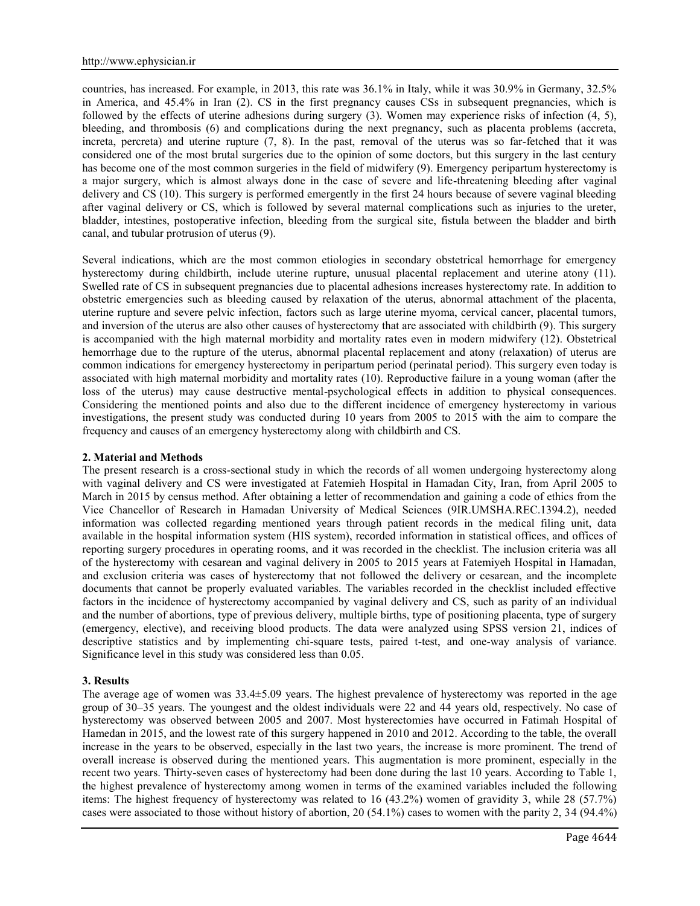countries, has increased. For example, in 2013, this rate was 36.1% in Italy, while it was 30.9% in Germany, 32.5% in America, and 45.4% in Iran (2). CS in the first pregnancy causes CSs in subsequent pregnancies, which is followed by the effects of uterine adhesions during surgery (3). Women may experience risks of infection (4, 5), bleeding, and thrombosis (6) and complications during the next pregnancy, such as placenta problems (accreta, increta, percreta) and uterine rupture (7, 8). In the past, removal of the uterus was so far-fetched that it was considered one of the most brutal surgeries due to the opinion of some doctors, but this surgery in the last century has become one of the most common surgeries in the field of midwifery (9). Emergency peripartum hysterectomy is a major surgery, which is almost always done in the case of severe and life-threatening bleeding after vaginal delivery and CS (10). This surgery is performed emergently in the first 24 hours because of severe vaginal bleeding after vaginal delivery or CS, which is followed by several maternal complications such as injuries to the ureter, bladder, intestines, postoperative infection, bleeding from the surgical site, fistula between the bladder and birth canal, and tubular protrusion of uterus (9).

Several indications, which are the most common etiologies in secondary obstetrical hemorrhage for emergency hysterectomy during childbirth, include uterine rupture, unusual placental replacement and uterine atony (11). Swelled rate of CS in subsequent pregnancies due to placental adhesions increases hysterectomy rate. In addition to obstetric emergencies such as bleeding caused by relaxation of the uterus, abnormal attachment of the placenta, uterine rupture and severe pelvic infection, factors such as large uterine myoma, cervical cancer, placental tumors, and inversion of the uterus are also other causes of hysterectomy that are associated with childbirth (9). This surgery is accompanied with the high maternal morbidity and mortality rates even in modern midwifery (12). Obstetrical hemorrhage due to the rupture of the uterus, abnormal placental replacement and atony (relaxation) of uterus are common indications for emergency hysterectomy in peripartum period (perinatal period). This surgery even today is associated with high maternal morbidity and mortality rates (10). Reproductive failure in a young woman (after the loss of the uterus) may cause destructive mental-psychological effects in addition to physical consequences. Considering the mentioned points and also due to the different incidence of emergency hysterectomy in various investigations, the present study was conducted during 10 years from 2005 to 2015 with the aim to compare the frequency and causes of an emergency hysterectomy along with childbirth and CS.

## 2. Material and Methods

The present research is a cross-sectional study in which the records of all women undergoing hysterectomy along with vaginal delivery and CS were investigated at Fatemieh Hospital in Hamadan City, Iran, from April 2005 to March in 2015 by census method. After obtaining a letter of recommendation and gaining a code of ethics from the Vice Chancellor of Research in Hamadan University of Medical Sciences (9IR.UMSHA.REC.1394.2), needed information was collected regarding mentioned years through patient records in the medical filing unit, data available in the hospital information system (HIS system), recorded information in statistical offices, and offices of reporting surgery procedures in operating rooms, and it was recorded in the checklist. The inclusion criteria was all of the hysterectomy with cesarean and vaginal delivery in 2005 to 2015 years at Fatemiyeh Hospital in Hamadan, and exclusion criteria was cases of hysterectomy that not followed the delivery or cesarean, and the incomplete documents that cannot be properly evaluated variables. The variables recorded in the checklist included effective factors in the incidence of hysterectomy accompanied by vaginal delivery and CS, such as parity of an individual and the number of abortions, type of previous delivery, multiple births, type of positioning placenta, type of surgery (emergency, elective), and receiving blood products. The data were analyzed using SPSS version 21, indices of descriptive statistics and by implementing chi-square tests, paired t-test, and one-way analysis of variance. Significance level in this study was considered less than 0.05.

## 3. Results

The average age of women was 33.4±5.09 years. The highest prevalence of hysterectomy was reported in the age group of 30–35 years. The youngest and the oldest individuals were 22 and 44 years old, respectively. No case of hysterectomy was observed between 2005 and 2007. Most hysterectomies have occurred in Fatimah Hospital of Hamedan in 2015, and the lowest rate of this surgery happened in 2010 and 2012. According to the table, the overall increase in the years to be observed, especially in the last two years, the increase is more prominent. The trend of overall increase is observed during the mentioned years. This augmentation is more prominent, especially in the recent two years. Thirty-seven cases of hysterectomy had been done during the last 10 years. According to Table 1, the highest prevalence of hysterectomy among women in terms of the examined variables included the following items: The highest frequency of hysterectomy was related to 16 (43.2%) women of gravidity 3, while 28 (57.7%) cases were associated to those without history of abortion, 20 (54.1%) cases to women with the parity 2, 34 (94.4%)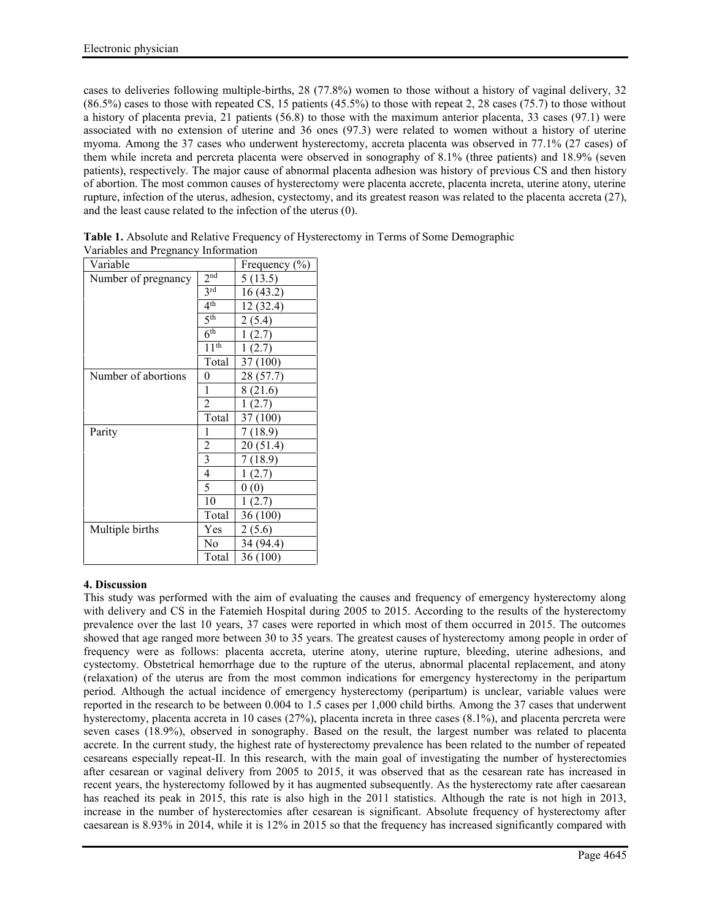cases to deliveries following multiple-births, 28 (77.8%) women to those without a history of vaginal delivery, 32 (86.5%) cases to those with repeated CS, 15 patients (45.5%) to those with repeat 2, 28 cases (75.7) to those without a history of placenta previa, 21 patients (56.8) to those with the maximum anterior placenta, 33 cases (97.1) were associated with no extension of uterine and 36 ones (97.3) were related to women without a history of uterine myoma. Among the 37 cases who underwent hysterectomy, accreta placenta was observed in 77.1% (27 cases) of them while increta and percreta placenta were observed in sonography of 8.1% (three patients) and 18.9% (seven patients), respectively. The major cause of abnormal placenta adhesion was history of previous CS and then history of abortion. The most common causes of hysterectomy were placenta accrete, placenta increta, uterine atony, uterine rupture, infection of the uterus, adhesion, cystectomy, and its greatest reason was related to the placenta accreta (27), and the least cause related to the infection of the uterus (0).

**Table 1.** Absolute and Relative Frequency of Hysterectomy in Terms of Some Demographic Variables and Pregnancy Information

| Variable | | Frequency (%) |
|---|---|---|
| Number of pregnancy | 2nd | 5 (13.5) |
| | 3rd | 16 (43.2) |
| | 4th | 12 (32.4) |
| | 5th | 2 (5.4) |
| | 6th | 1 (2.7) |
| | 11th | 1 (2.7) |
| | Total | 37 (100) |
| Number of abortions | 0 | 28 (57.7) |
| | 1 | 8 (21.6) |
| | 2 | 1 (2.7) |
| | Total | 37 (100) |
| Parity | 1 | 7 (18.9) |
| | 2 | 20 (51.4) |
| | 3 | 7 (18.9) |
| | 4 | 1 (2.7) |
| | 5 | 0 (0) |
| | 10 | 1 (2.7) |
| | Total | 36 (100) |
| Multiple births | Yes | 2 (5.6) |
| | No | 34 (94.4) |
| | Total | 36 (100) |

## 4. Discussion

This study was performed with the aim of evaluating the causes and frequency of emergency hysterectomy along with delivery and CS in the Fatemieh Hospital during 2005 to 2015. According to the results of the hysterectomy prevalence over the last 10 years, 37 cases were reported in which most of them occurred in 2015. The outcomes showed that age ranged more between 30 to 35 years. The greatest causes of hysterectomy among people in order of frequency were as follows: placenta accreta, uterine atony, uterine rupture, bleeding, uterine adhesions, and cystectomy. Obstetrical hemorrhage due to the rupture of the uterus, abnormal placental replacement, and atony (relaxation) of the uterus are from the most common indications for emergency hysterectomy in the peripartum period. Although the actual incidence of emergency hysterectomy (peripartum) is unclear, variable values were reported in the research to be between 0.004 to 1.5 cases per 1,000 child births. Among the 37 cases that underwent hysterectomy, placenta accreta in 10 cases (27%), placenta increta in three cases (8.1%), and placenta percreta were seven cases (18.9%), observed in sonography. Based on the result, the largest number was related to placenta accrete. In the current study, the highest rate of hysterectomy prevalence has been related to the number of repeated cesareans especially repeat-II. In this research, with the main goal of investigating the number of hysterectomies after cesarean or vaginal delivery from 2005 to 2015, it was observed that as the cesarean rate has increased in recent years, the hysterectomy followed by it has augmented subsequently. As the hysterectomy rate after caesarean has reached its peak in 2015, this rate is also high in the 2011 statistics. Although the rate is not high in 2013, increase in the number of hysterectomies after cesarean is significant. Absolute frequency of hysterectomy after caesarean is 8.93% in 2014, while it is 12% in 2015 so that the frequency has increased significantly compared with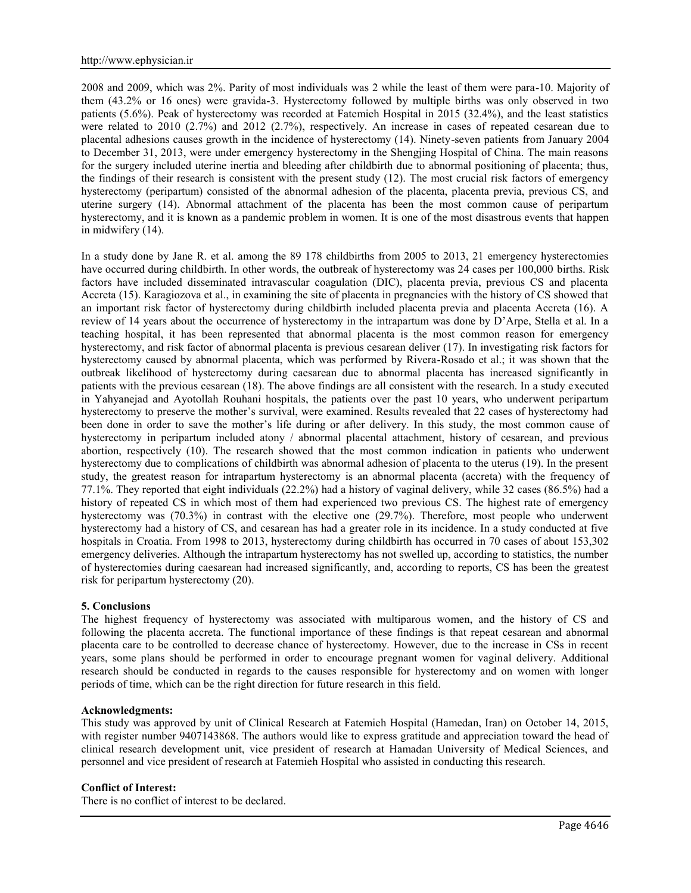2008 and 2009, which was 2%. Parity of most individuals was 2 while the least of them were para-10. Majority of them (43.2% or 16 ones) were gravida-3. Hysterectomy followed by multiple births was only observed in two patients (5.6%). Peak of hysterectomy was recorded at Fatemieh Hospital in 2015 (32.4%), and the least statistics were related to 2010 (2.7%) and 2012 (2.7%), respectively. An increase in cases of repeated cesarean due to placental adhesions causes growth in the incidence of hysterectomy (14). Ninety-seven patients from January 2004 to December 31, 2013, were under emergency hysterectomy in the Shengjing Hospital of China. The main reasons for the surgery included uterine inertia and bleeding after childbirth due to abnormal positioning of placenta; thus, the findings of their research is consistent with the present study (12). The most crucial risk factors of emergency hysterectomy (peripartum) consisted of the abnormal adhesion of the placenta, placenta previa, previous CS, and uterine surgery (14). Abnormal attachment of the placenta has been the most common cause of peripartum hysterectomy, and it is known as a pandemic problem in women. It is one of the most disastrous events that happen in midwifery (14).

In a study done by Jane R. et al. among the 89 178 childbirths from 2005 to 2013, 21 emergency hysterectomies have occurred during childbirth. In other words, the outbreak of hysterectomy was 24 cases per 100,000 births. Risk factors have included disseminated intravascular coagulation (DIC), placenta previa, previous CS and placenta Accreta (15). Karagiozova et al., in examining the site of placenta in pregnancies with the history of CS showed that an important risk factor of hysterectomy during childbirth included placenta previa and placenta Accreta (16). A review of 14 years about the occurrence of hysterectomy in the intrapartum was done by D'Arpe, Stella et al. In a teaching hospital, it has been represented that abnormal placenta is the most common reason for emergency hysterectomy, and risk factor of abnormal placenta is previous cesarean deliver (17). In investigating risk factors for hysterectomy caused by abnormal placenta, which was performed by Rivera-Rosado et al.; it was shown that the outbreak likelihood of hysterectomy during caesarean due to abnormal placenta has increased significantly in patients with the previous cesarean (18). The above findings are all consistent with the research. In a study executed in Yahyanejad and Ayotollah Rouhani hospitals, the patients over the past 10 years, who underwent peripartum hysterectomy to preserve the mother's survival, were examined. Results revealed that 22 cases of hysterectomy had been done in order to save the mother's life during or after delivery. In this study, the most common cause of hysterectomy in peripartum included atony / abnormal placental attachment, history of cesarean, and previous abortion, respectively (10). The research showed that the most common indication in patients who underwent hysterectomy due to complications of childbirth was abnormal adhesion of placenta to the uterus (19). In the present study, the greatest reason for intrapartum hysterectomy is an abnormal placenta (accreta) with the frequency of 77.1%. They reported that eight individuals (22.2%) had a history of vaginal delivery, while 32 cases (86.5%) had a history of repeated CS in which most of them had experienced two previous CS. The highest rate of emergency hysterectomy was (70.3%) in contrast with the elective one (29.7%). Therefore, most people who underwent hysterectomy had a history of CS, and cesarean has had a greater role in its incidence. In a study conducted at five hospitals in Croatia. From 1998 to 2013, hysterectomy during childbirth has occurred in 70 cases of about 153,302 emergency deliveries. Although the intrapartum hysterectomy has not swelled up, according to statistics, the number of hysterectomies during caesarean had increased significantly, and, according to reports, CS has been the greatest risk for peripartum hysterectomy (20).

## 5. Conclusions

The highest frequency of hysterectomy was associated with multiparous women, and the history of CS and following the placenta accreta. The functional importance of these findings is that repeat cesarean and abnormal placenta care to be controlled to decrease chance of hysterectomy. However, due to the increase in CSs in recent years, some plans should be performed in order to encourage pregnant women for vaginal delivery. Additional research should be conducted in regards to the causes responsible for hysterectomy and on women with longer periods of time, which can be the right direction for future research in this field.

**Acknowledgments:**

This study was approved by unit of Clinical Research at Fatemieh Hospital (Hamedan, Iran) on October 14, 2015, with register number 9407143868. The authors would like to express gratitude and appreciation toward the head of clinical research development unit, vice president of research at Hamadan University of Medical Sciences, and personnel and vice president of research at Fatemieh Hospital who assisted in conducting this research.

**Conflict of Interest:**

There is no conflict of interest to be declared.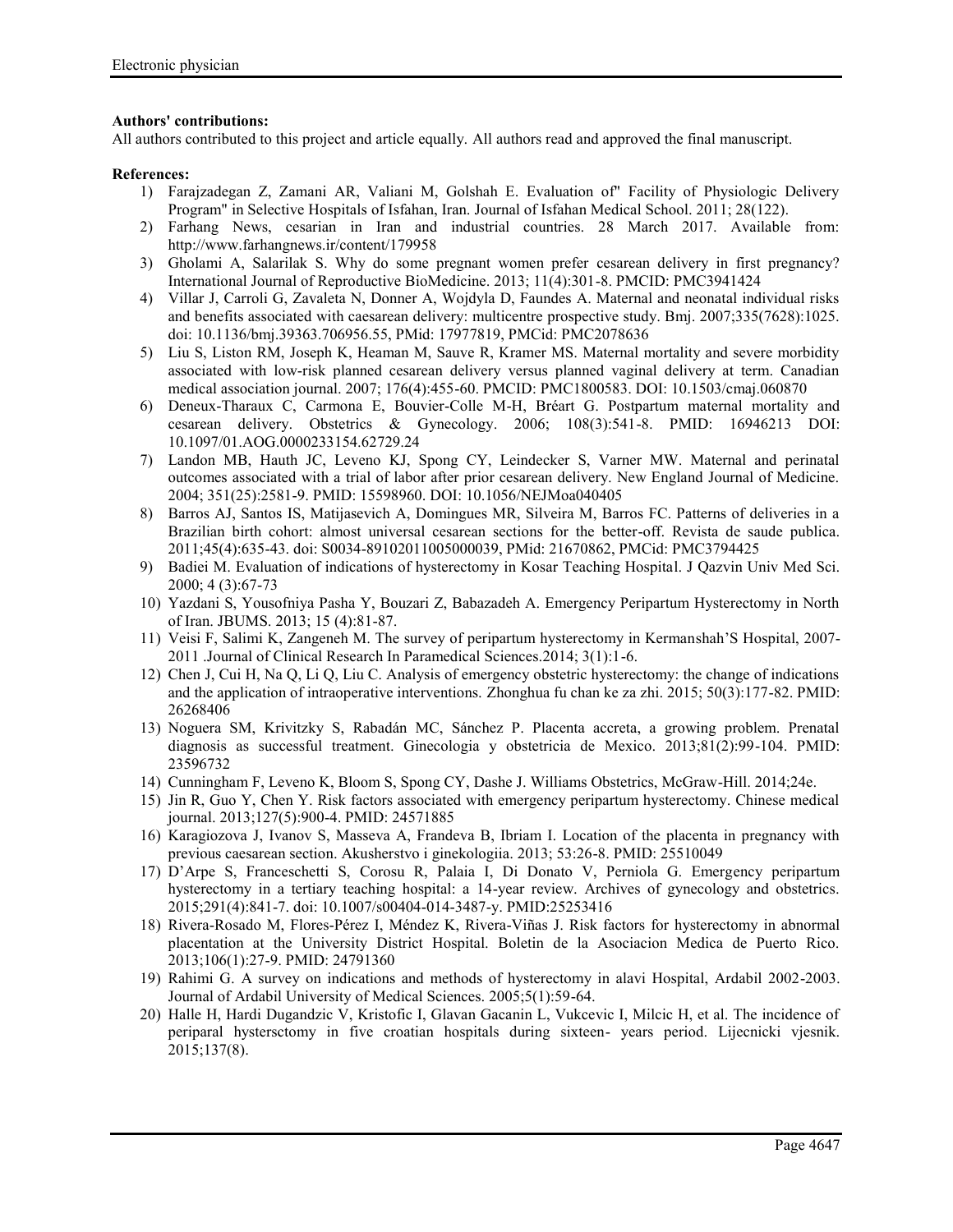**Authors' contributions:**

All authors contributed to this project and article equally. All authors read and approved the final manuscript.

**References:**

1) Farajzadegan Z, Zamani AR, Valiani M, Golshah E. Evaluation of" Facility of Physiologic Delivery Program" in Selective Hospitals of Isfahan, Iran. Journal of Isfahan Medical School. 2011; 28(122).
2) Farhang News, cesarian in Iran and industrial countries. 28 March 2017. Available from: http://www.farhangnews.ir/content/179958
3) Gholami A, Salarilak S. Why do some pregnant women prefer cesarean delivery in first pregnancy? International Journal of Reproductive BioMedicine. 2013; 11(4):301-8. PMCID: PMC3941424
4) Villar J, Carroli G, Zavaleta N, Donner A, Wojdyla D, Faundes A. Maternal and neonatal individual risks and benefits associated with caesarean delivery: multicentre prospective study. Bmj. 2007;335(7628):1025. doi: 10.1136/bmj.39363.706956.55, PMid: 17977819, PMCid: PMC2078636
5) Liu S, Liston RM, Joseph K, Heaman M, Sauve R, Kramer MS. Maternal mortality and severe morbidity associated with low-risk planned cesarean delivery versus planned vaginal delivery at term. Canadian medical association journal. 2007; 176(4):455-60. PMCID: PMC1800583. DOI: 10.1503/cmaj.060870
6) Deneux-Tharaux C, Carmona E, Bouvier-Colle M-H, Bréart G. Postpartum maternal mortality and cesarean delivery. Obstetrics & Gynecology. 2006; 108(3):541-8. PMID: 16946213 DOI: 10.1097/01.AOG.0000233154.62729.24
7) Landon MB, Hauth JC, Leveno KJ, Spong CY, Leindecker S, Varner MW. Maternal and perinatal outcomes associated with a trial of labor after prior cesarean delivery. New England Journal of Medicine. 2004; 351(25):2581-9. PMID: 15598960. DOI: 10.1056/NEJMoa040405
8) Barros AJ, Santos IS, Matijasevich A, Domingues MR, Silveira M, Barros FC. Patterns of deliveries in a Brazilian birth cohort: almost universal cesarean sections for the better-off. Revista de saude publica. 2011;45(4):635-43. doi: S0034-89102011005000039, PMid: 21670862, PMCid: PMC3794425
9) Badiei M. Evaluation of indications of hysterectomy in Kosar Teaching Hospital. J Qazvin Univ Med Sci. 2000; 4 (3):67-73
10) Yazdani S, Yousofniya Pasha Y, Bouzari Z, Babazadeh A. Emergency Peripartum Hysterectomy in North of Iran. JBUMS. 2013; 15 (4):81-87.
11) Veisi F, Salimi K, Zangeneh M. The survey of peripartum hysterectomy in Kermanshah'S Hospital, 2007-2011 .Journal of Clinical Research In Paramedical Sciences.2014; 3(1):1-6.
12) Chen J, Cui H, Na Q, Li Q, Liu C. Analysis of emergency obstetric hysterectomy: the change of indications and the application of intraoperative interventions. Zhonghua fu chan ke za zhi. 2015; 50(3):177-82. PMID: 26268406
13) Noguera SM, Krivitzky S, Rabadán MC, Sánchez P. Placenta accreta, a growing problem. Prenatal diagnosis as successful treatment. Ginecologia y obstetricia de Mexico. 2013;81(2):99-104. PMID: 23596732
14) Cunningham F, Leveno K, Bloom S, Spong CY, Dashe J. Williams Obstetrics, McGraw-Hill. 2014;24e.
15) Jin R, Guo Y, Chen Y. Risk factors associated with emergency peripartum hysterectomy. Chinese medical journal. 2013;127(5):900-4. PMID: 24571885
16) Karagiozova J, Ivanov S, Masseva A, Frandeva B, Ibriam I. Location of the placenta in pregnancy with previous caesarean section. Akusherstvo i ginekologiia. 2013; 53:26-8. PMID: 25510049
17) D'Arpe S, Franceschetti S, Corosu R, Palaia I, Di Donato V, Perniola G. Emergency peripartum hysterectomy in a tertiary teaching hospital: a 14-year review. Archives of gynecology and obstetrics. 2015;291(4):841-7. doi: 10.1007/s00404-014-3487-y. PMID:25253416
18) Rivera-Rosado M, Flores-Pérez I, Méndez K, Rivera-Viñas J. Risk factors for hysterectomy in abnormal placentation at the University District Hospital. Boletin de la Asociacion Medica de Puerto Rico. 2013;106(1):27-9. PMID: 24791360
19) Rahimi G. A survey on indications and methods of hysterectomy in alavi Hospital, Ardabil 2002-2003. Journal of Ardabil University of Medical Sciences. 2005;5(1):59-64.
20) Halle H, Hardi Dugandzic V, Kristofic I, Glavan Gacanin L, Vukcevic I, Milcic H, et al. The incidence of periparal hystersctomy in five croatian hospitals during sixteen- years period. Lijecnicki vjesnik. 2015;137(8).